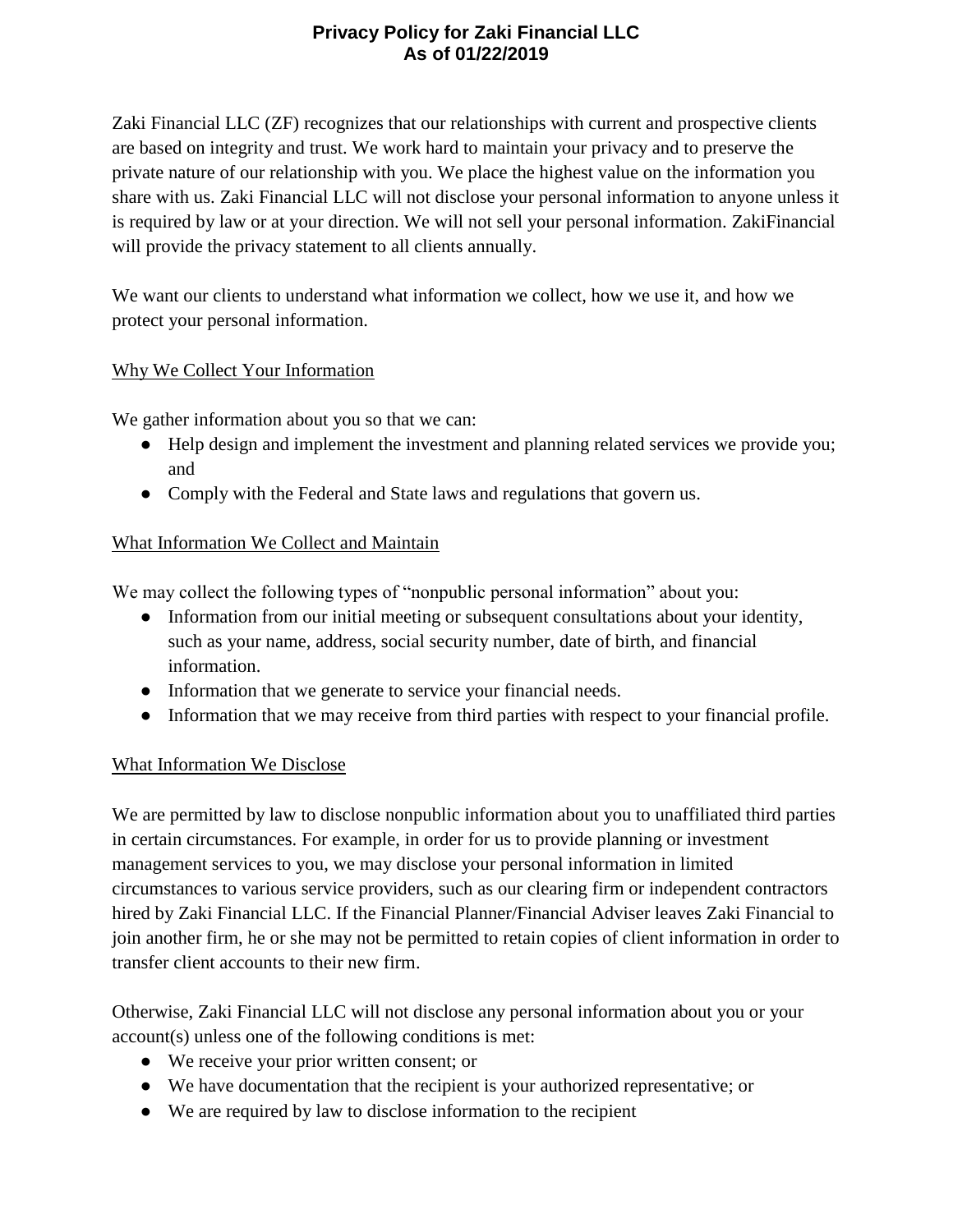# Privacy Policy for Zaki Financial LLC
## As of 01/22/2019

Zaki Financial LLC (ZF) recognizes that our relationships with current and prospective clients are based on integrity and trust. We work hard to maintain your privacy and to preserve the private nature of our relationship with you. We place the highest value on the information you share with us. Zaki Financial LLC will not disclose your personal information to anyone unless it is required by law or at your direction. We will not sell your personal information. ZakiFinancial will provide the privacy statement to all clients annually.

We want our clients to understand what information we collect, how we use it, and how we protect your personal information.

<u>Why We Collect Your Information</u>

We gather information about you so that we can:

- Help design and implement the investment and planning related services we provide you; and
- Comply with the Federal and State laws and regulations that govern us.

<u>What Information We Collect and Maintain</u>

We may collect the following types of "nonpublic personal information" about you:

- Information from our initial meeting or subsequent consultations about your identity, such as your name, address, social security number, date of birth, and financial information.
- Information that we generate to service your financial needs.
- Information that we may receive from third parties with respect to your financial profile.

<u>What Information We Disclose</u>

We are permitted by law to disclose nonpublic information about you to unaffiliated third parties in certain circumstances. For example, in order for us to provide planning or investment management services to you, we may disclose your personal information in limited circumstances to various service providers, such as our clearing firm or independent contractors hired by Zaki Financial LLC. If the Financial Planner/Financial Adviser leaves Zaki Financial to join another firm, he or she may not be permitted to retain copies of client information in order to transfer client accounts to their new firm.

Otherwise, Zaki Financial LLC will not disclose any personal information about you or your account(s) unless one of the following conditions is met:

- We receive your prior written consent; or
- We have documentation that the recipient is your authorized representative; or
- We are required by law to disclose information to the recipient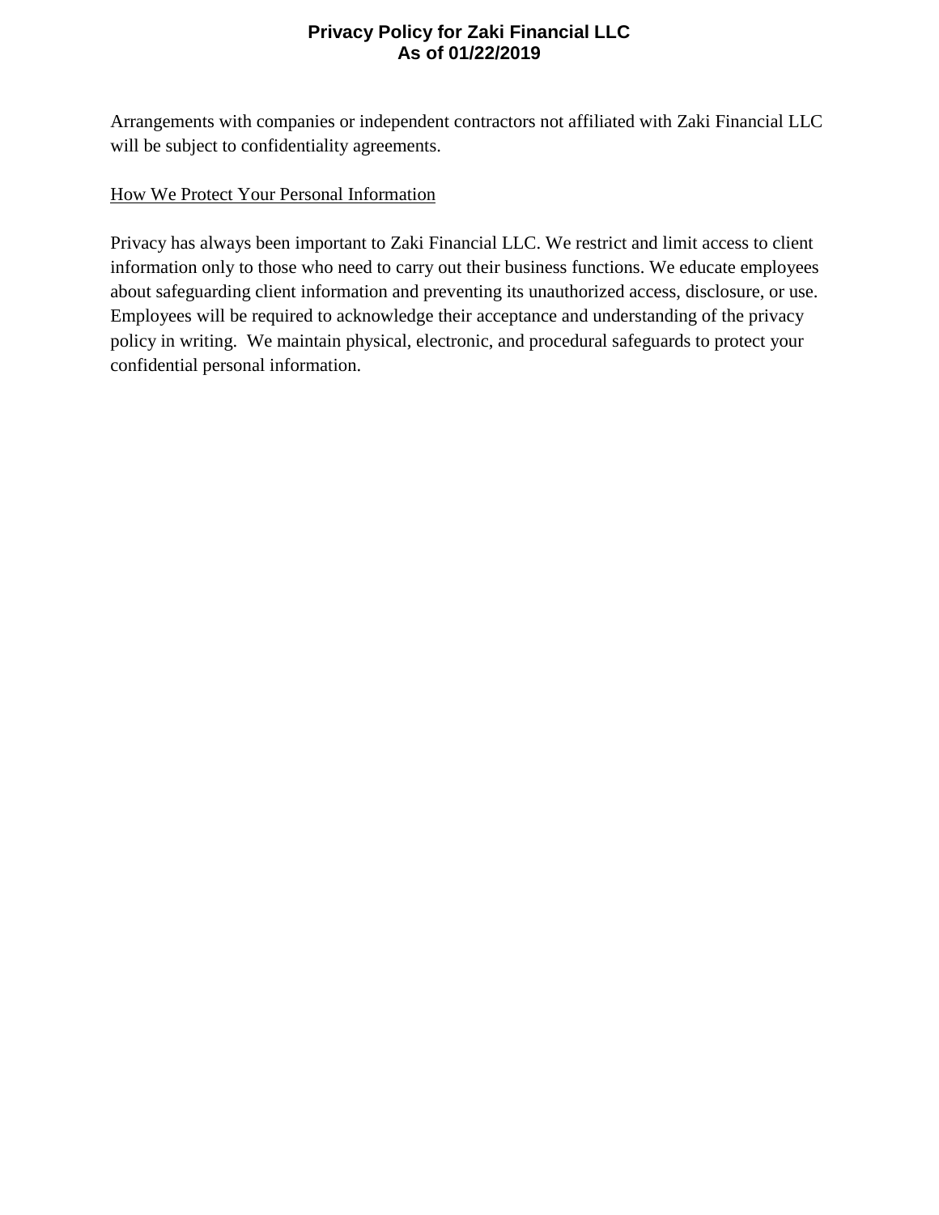Arrangements with companies or independent contractors not affiliated with Zaki Financial LLC will be subject to confidentiality agreements.

## How We Protect Your Personal Information

Privacy has always been important to Zaki Financial LLC. We restrict and limit access to client information only to those who need to carry out their business functions. We educate employees about safeguarding client information and preventing its unauthorized access, disclosure, or use. Employees will be required to acknowledge their acceptance and understanding of the privacy policy in writing. We maintain physical, electronic, and procedural safeguards to protect your confidential personal information.